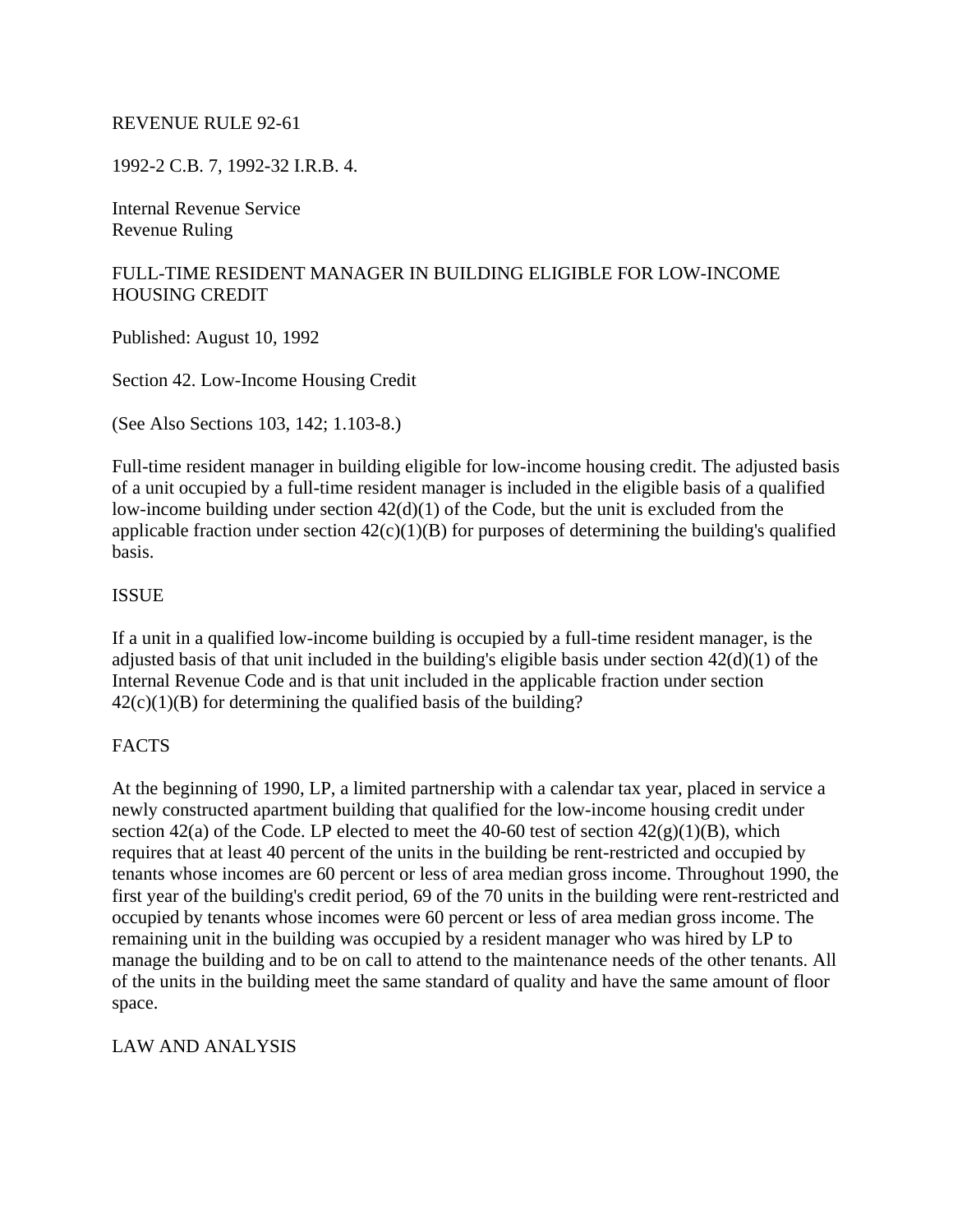REVENUE RULE 92-61

1992-2 C.B. 7, 1992-32 I.R.B. 4.

Internal Revenue Service
Revenue Ruling

FULL-TIME RESIDENT MANAGER IN BUILDING ELIGIBLE FOR LOW-INCOME HOUSING CREDIT

Published: August 10, 1992

Section 42. Low-Income Housing Credit

(See Also Sections 103, 142; 1.103-8.)

Full-time resident manager in building eligible for low-income housing credit. The adjusted basis of a unit occupied by a full-time resident manager is included in the eligible basis of a qualified low-income building under section 42(d)(1) of the Code, but the unit is excluded from the applicable fraction under section 42(c)(1)(B) for purposes of determining the building's qualified basis.

ISSUE

If a unit in a qualified low-income building is occupied by a full-time resident manager, is the adjusted basis of that unit included in the building's eligible basis under section 42(d)(1) of the Internal Revenue Code and is that unit included in the applicable fraction under section 42(c)(1)(B) for determining the qualified basis of the building?

FACTS

At the beginning of 1990, LP, a limited partnership with a calendar tax year, placed in service a newly constructed apartment building that qualified for the low-income housing credit under section 42(a) of the Code. LP elected to meet the 40-60 test of section 42(g)(1)(B), which requires that at least 40 percent of the units in the building be rent-restricted and occupied by tenants whose incomes are 60 percent or less of area median gross income. Throughout 1990, the first year of the building's credit period, 69 of the 70 units in the building were rent-restricted and occupied by tenants whose incomes were 60 percent or less of area median gross income. The remaining unit in the building was occupied by a resident manager who was hired by LP to manage the building and to be on call to attend to the maintenance needs of the other tenants. All of the units in the building meet the same standard of quality and have the same amount of floor space.

LAW AND ANALYSIS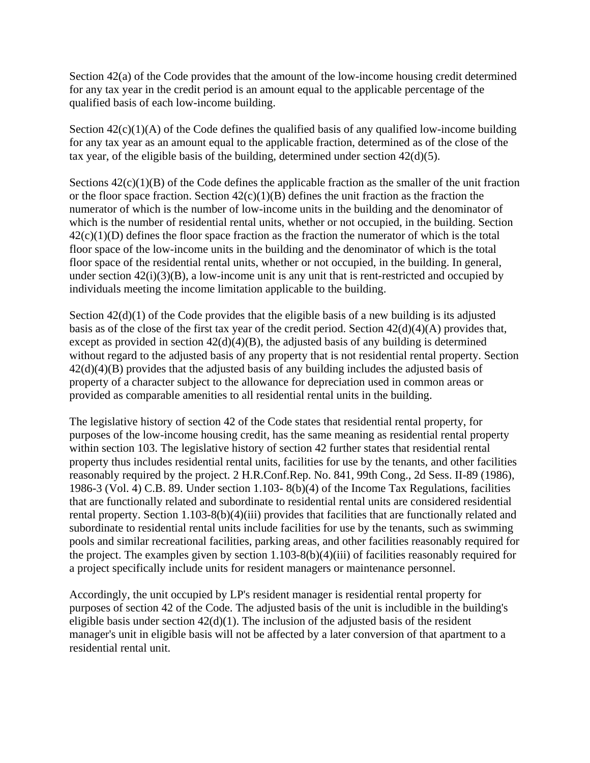Section 42(a) of the Code provides that the amount of the low-income housing credit determined for any tax year in the credit period is an amount equal to the applicable percentage of the qualified basis of each low-income building.

Section 42(c)(1)(A) of the Code defines the qualified basis of any qualified low-income building for any tax year as an amount equal to the applicable fraction, determined as of the close of the tax year, of the eligible basis of the building, determined under section 42(d)(5).

Sections 42(c)(1)(B) of the Code defines the applicable fraction as the smaller of the unit fraction or the floor space fraction. Section 42(c)(1)(B) defines the unit fraction as the fraction the numerator of which is the number of low-income units in the building and the denominator of which is the number of residential rental units, whether or not occupied, in the building. Section 42(c)(1)(D) defines the floor space fraction as the fraction the numerator of which is the total floor space of the low-income units in the building and the denominator of which is the total floor space of the residential rental units, whether or not occupied, in the building. In general, under section 42(i)(3)(B), a low-income unit is any unit that is rent-restricted and occupied by individuals meeting the income limitation applicable to the building.

Section 42(d)(1) of the Code provides that the eligible basis of a new building is its adjusted basis as of the close of the first tax year of the credit period. Section 42(d)(4)(A) provides that, except as provided in section 42(d)(4)(B), the adjusted basis of any building is determined without regard to the adjusted basis of any property that is not residential rental property. Section 42(d)(4)(B) provides that the adjusted basis of any building includes the adjusted basis of property of a character subject to the allowance for depreciation used in common areas or provided as comparable amenities to all residential rental units in the building.

The legislative history of section 42 of the Code states that residential rental property, for purposes of the low-income housing credit, has the same meaning as residential rental property within section 103. The legislative history of section 42 further states that residential rental property thus includes residential rental units, facilities for use by the tenants, and other facilities reasonably required by the project. 2 H.R.Conf.Rep. No. 841, 99th Cong., 2d Sess. II-89 (1986), 1986-3 (Vol. 4) C.B. 89. Under section 1.103- 8(b)(4) of the Income Tax Regulations, facilities that are functionally related and subordinate to residential rental units are considered residential rental property. Section 1.103-8(b)(4)(iii) provides that facilities that are functionally related and subordinate to residential rental units include facilities for use by the tenants, such as swimming pools and similar recreational facilities, parking areas, and other facilities reasonably required for the project. The examples given by section 1.103-8(b)(4)(iii) of facilities reasonably required for a project specifically include units for resident managers or maintenance personnel.

Accordingly, the unit occupied by LP's resident manager is residential rental property for purposes of section 42 of the Code. The adjusted basis of the unit is includible in the building's eligible basis under section 42(d)(1). The inclusion of the adjusted basis of the resident manager's unit in eligible basis will not be affected by a later conversion of that apartment to a residential rental unit.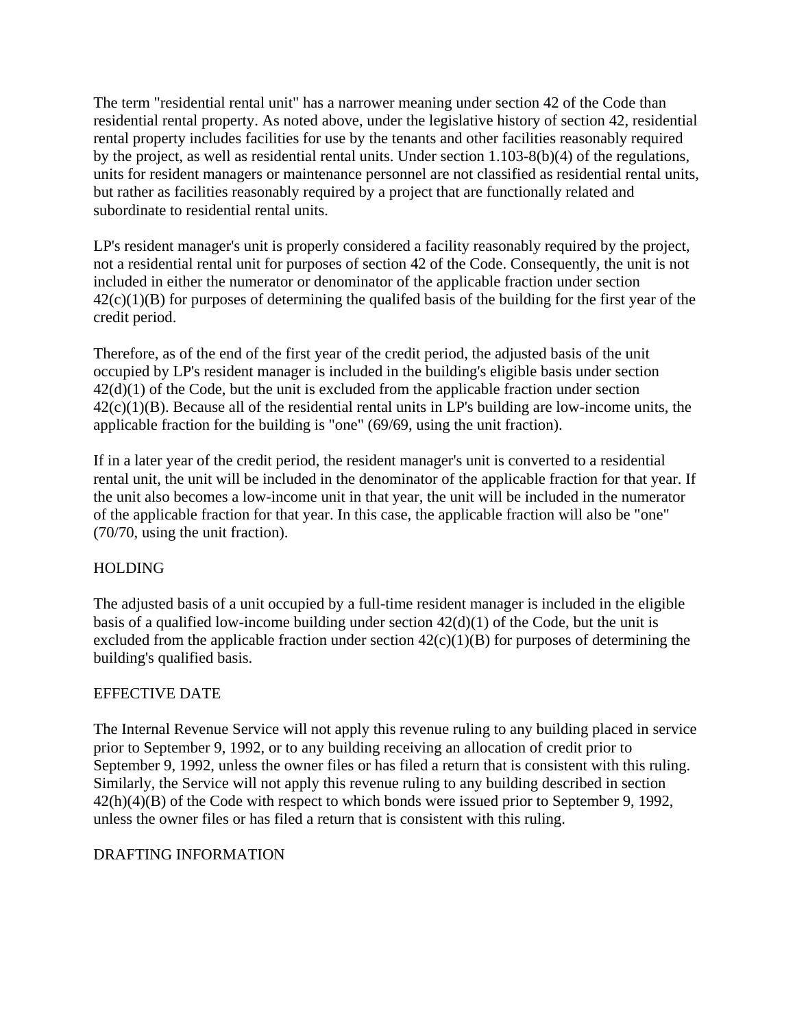The term "residential rental unit" has a narrower meaning under section 42 of the Code than residential rental property. As noted above, under the legislative history of section 42, residential rental property includes facilities for use by the tenants and other facilities reasonably required by the project, as well as residential rental units. Under section 1.103-8(b)(4) of the regulations, units for resident managers or maintenance personnel are not classified as residential rental units, but rather as facilities reasonably required by a project that are functionally related and subordinate to residential rental units.

LP's resident manager's unit is properly considered a facility reasonably required by the project, not a residential rental unit for purposes of section 42 of the Code. Consequently, the unit is not included in either the numerator or denominator of the applicable fraction under section 42(c)(1)(B) for purposes of determining the qualifed basis of the building for the first year of the credit period.

Therefore, as of the end of the first year of the credit period, the adjusted basis of the unit occupied by LP's resident manager is included in the building's eligible basis under section 42(d)(1) of the Code, but the unit is excluded from the applicable fraction under section 42(c)(1)(B). Because all of the residential rental units in LP's building are low-income units, the applicable fraction for the building is "one" (69/69, using the unit fraction).

If in a later year of the credit period, the resident manager's unit is converted to a residential rental unit, the unit will be included in the denominator of the applicable fraction for that year. If the unit also becomes a low-income unit in that year, the unit will be included in the numerator of the applicable fraction for that year. In this case, the applicable fraction will also be "one" (70/70, using the unit fraction).

## HOLDING

The adjusted basis of a unit occupied by a full-time resident manager is included in the eligible basis of a qualified low-income building under section 42(d)(1) of the Code, but the unit is excluded from the applicable fraction under section 42(c)(1)(B) for purposes of determining the building's qualified basis.

## EFFECTIVE DATE

The Internal Revenue Service will not apply this revenue ruling to any building placed in service prior to September 9, 1992, or to any building receiving an allocation of credit prior to September 9, 1992, unless the owner files or has filed a return that is consistent with this ruling. Similarly, the Service will not apply this revenue ruling to any building described in section 42(h)(4)(B) of the Code with respect to which bonds were issued prior to September 9, 1992, unless the owner files or has filed a return that is consistent with this ruling.

## DRAFTING INFORMATION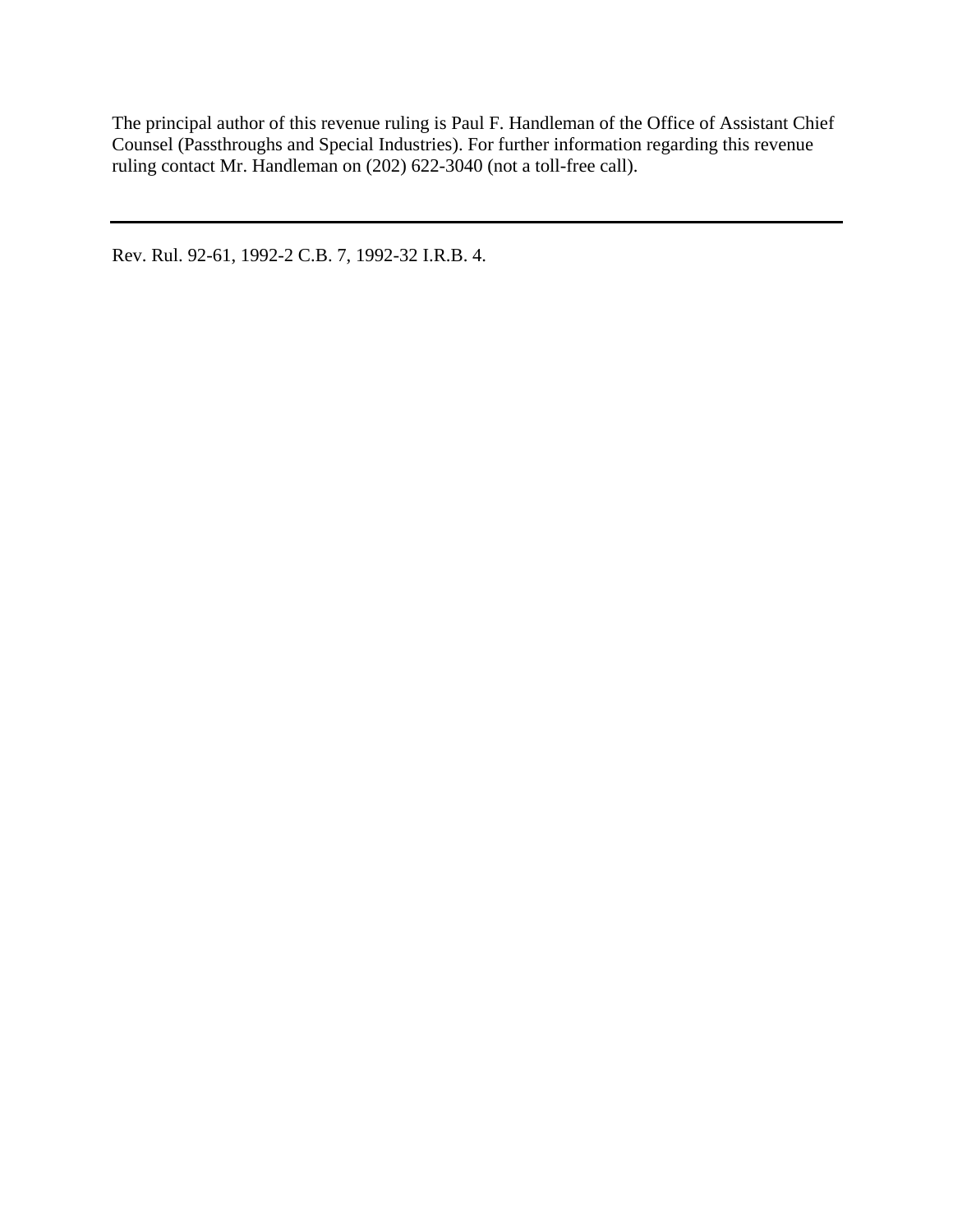The principal author of this revenue ruling is Paul F. Handleman of the Office of Assistant Chief Counsel (Passthroughs and Special Industries). For further information regarding this revenue ruling contact Mr. Handleman on (202) 622-3040 (not a toll-free call).

---

Rev. Rul. 92-61, 1992-2 C.B. 7, 1992-32 I.R.B. 4.